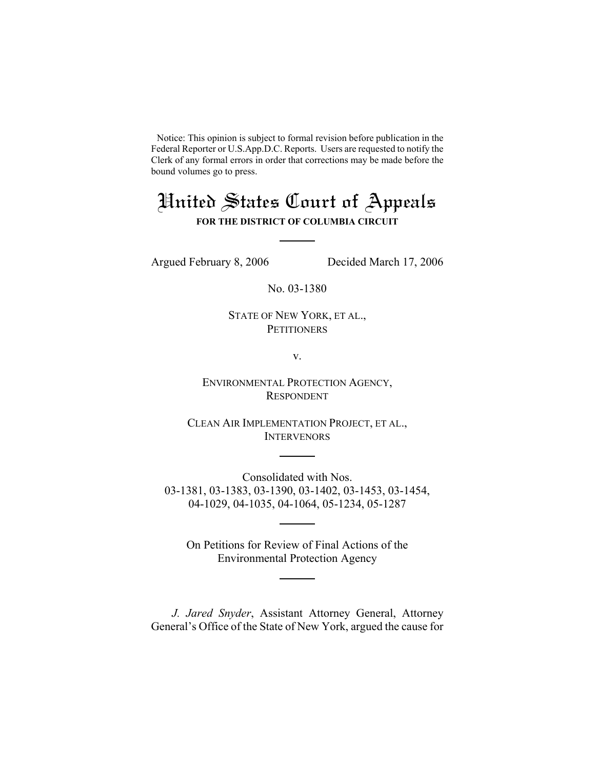Notice: This opinion is subject to formal revision before publication in the Federal Reporter or U.S.App.D.C. Reports. Users are requested to notify the Clerk of any formal errors in order that corrections may be made before the bound volumes go to press.

# United States Court of Appeals

**FOR THE DISTRICT OF COLUMBIA CIRCUIT**

---

Argued February 8, 2006 Decided March 17, 2006

No. 03-1380

STATE OF NEW YORK, ET AL.,
PETITIONERS

v.

ENVIRONMENTAL PROTECTION AGENCY,
RESPONDENT

CLEAN AIR IMPLEMENTATION PROJECT, ET AL.,
INTERVENORS

---

Consolidated with Nos.
03-1381, 03-1383, 03-1390, 03-1402, 03-1453, 03-1454,
04-1029, 04-1035, 04-1064, 05-1234, 05-1287

---

On Petitions for Review of Final Actions of the
Environmental Protection Agency

---

*J. Jared Snyder*, Assistant Attorney General, Attorney General's Office of the State of New York, argued the cause for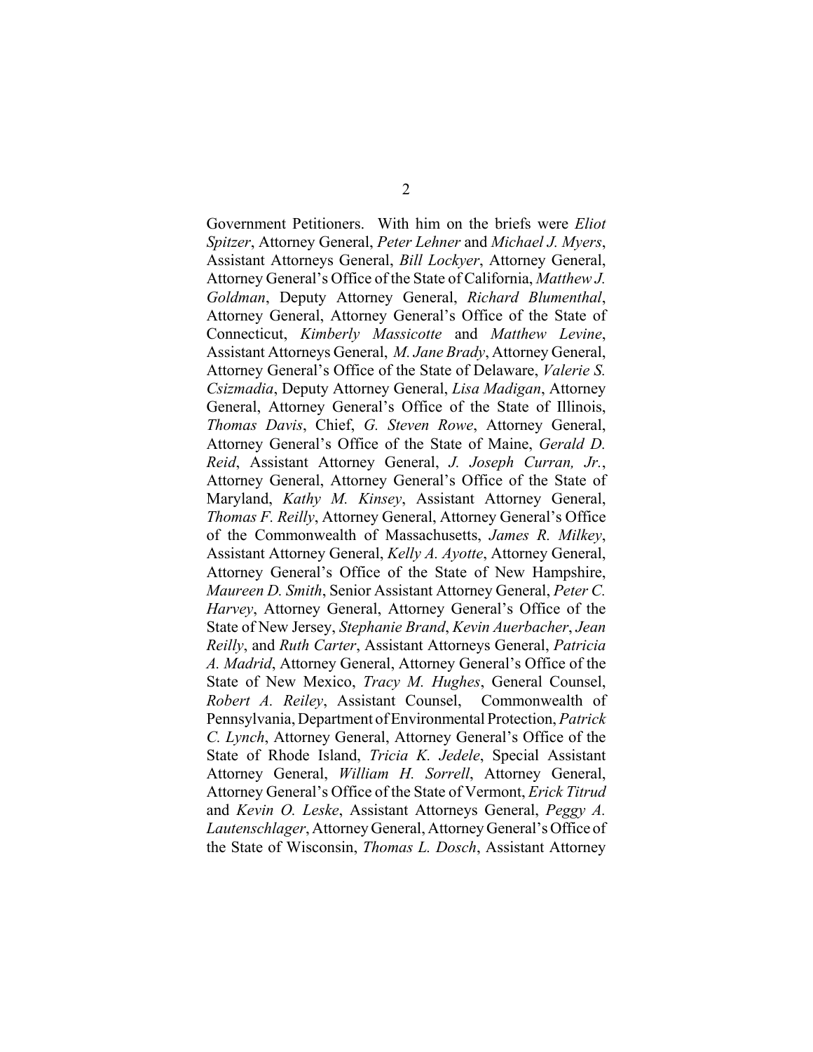Government Petitioners. With him on the briefs were *Eliot Spitzer*, Attorney General, *Peter Lehner* and *Michael J. Myers*, Assistant Attorneys General, *Bill Lockyer*, Attorney General, Attorney General's Office of the State of California, *Matthew J. Goldman*, Deputy Attorney General, *Richard Blumenthal*, Attorney General, Attorney General's Office of the State of Connecticut, *Kimberly Massicotte* and *Matthew Levine*, Assistant Attorneys General, *M. Jane Brady*, Attorney General, Attorney General's Office of the State of Delaware, *Valerie S. Csizmadia*, Deputy Attorney General, *Lisa Madigan*, Attorney General, Attorney General's Office of the State of Illinois, *Thomas Davis*, Chief, *G. Steven Rowe*, Attorney General, Attorney General's Office of the State of Maine, *Gerald D. Reid*, Assistant Attorney General, *J. Joseph Curran, Jr.*, Attorney General, Attorney General's Office of the State of Maryland, *Kathy M. Kinsey*, Assistant Attorney General, *Thomas F. Reilly*, Attorney General, Attorney General's Office of the Commonwealth of Massachusetts, *James R. Milkey*, Assistant Attorney General, *Kelly A. Ayotte*, Attorney General, Attorney General's Office of the State of New Hampshire, *Maureen D. Smith*, Senior Assistant Attorney General, *Peter C. Harvey*, Attorney General, Attorney General's Office of the State of New Jersey, *Stephanie Brand*, *Kevin Auerbacher*, *Jean Reilly*, and *Ruth Carter*, Assistant Attorneys General, *Patricia A. Madrid*, Attorney General, Attorney General's Office of the State of New Mexico, *Tracy M. Hughes*, General Counsel, *Robert A. Reiley*, Assistant Counsel, Commonwealth of Pennsylvania, Department of Environmental Protection, *Patrick C. Lynch*, Attorney General, Attorney General's Office of the State of Rhode Island, *Tricia K. Jedele*, Special Assistant Attorney General, *William H. Sorrell*, Attorney General, Attorney General's Office of the State of Vermont, *Erick Titrud* and *Kevin O. Leske*, Assistant Attorneys General, *Peggy A. Lautenschlager*, Attorney General, Attorney General's Office of the State of Wisconsin, *Thomas L. Dosch*, Assistant Attorney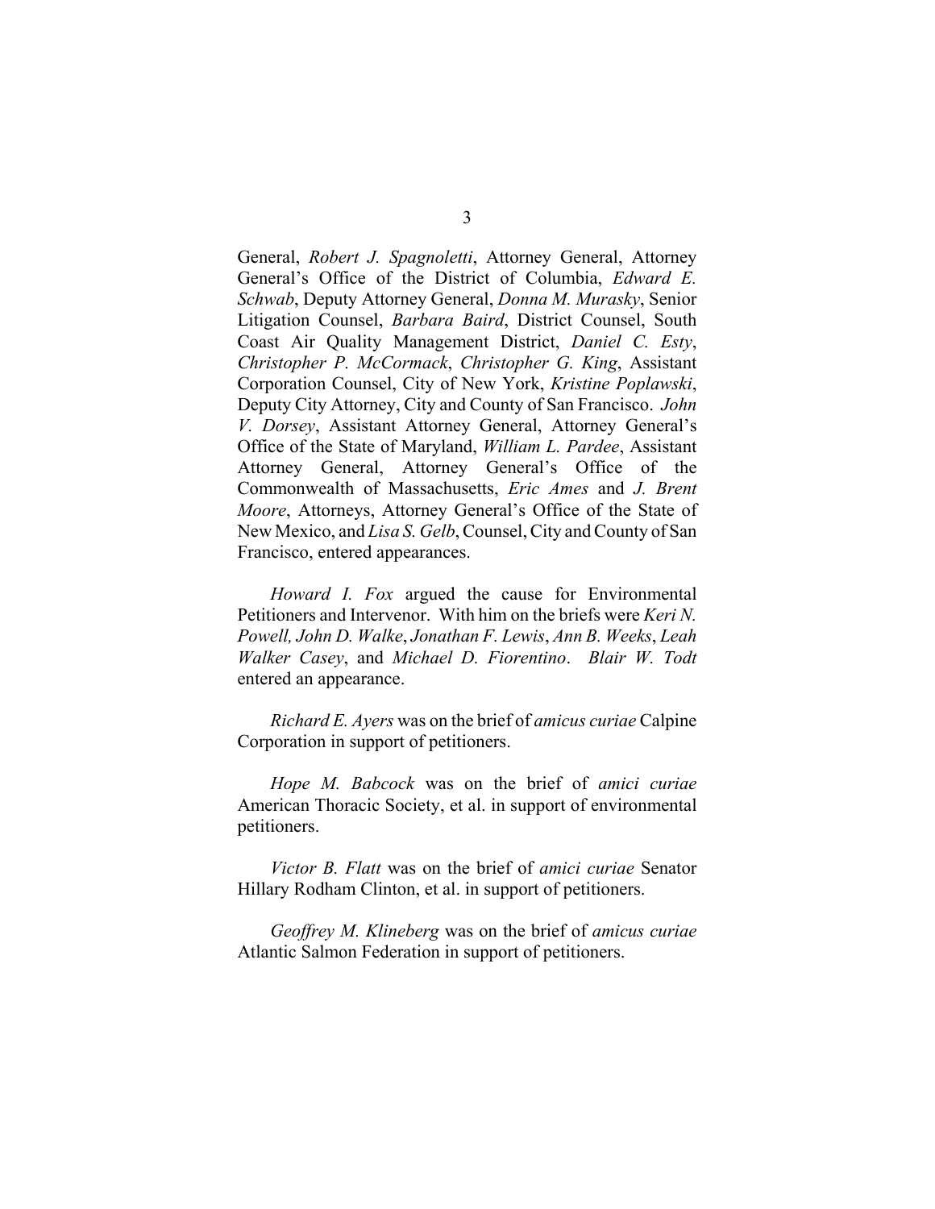General, *Robert J. Spagnoletti*, Attorney General, Attorney General's Office of the District of Columbia, *Edward E. Schwab*, Deputy Attorney General, *Donna M. Murasky*, Senior Litigation Counsel, *Barbara Baird*, District Counsel, South Coast Air Quality Management District, *Daniel C. Esty*, *Christopher P. McCormack*, *Christopher G. King*, Assistant Corporation Counsel, City of New York, *Kristine Poplawski*, Deputy City Attorney, City and County of San Francisco. *John V. Dorsey*, Assistant Attorney General, Attorney General's Office of the State of Maryland, *William L. Pardee*, Assistant Attorney General, Attorney General's Office of the Commonwealth of Massachusetts, *Eric Ames* and *J. Brent Moore*, Attorneys, Attorney General's Office of the State of New Mexico, and *Lisa S. Gelb*, Counsel, City and County of San Francisco, entered appearances.

*Howard I. Fox* argued the cause for Environmental Petitioners and Intervenor. With him on the briefs were *Keri N. Powell, John D. Walke*, *Jonathan F. Lewis*, *Ann B. Weeks*, *Leah Walker Casey*, and *Michael D. Fiorentino*. *Blair W. Todt* entered an appearance.

*Richard E. Ayers* was on the brief of *amicus curiae* Calpine Corporation in support of petitioners.

*Hope M. Babcock* was on the brief of *amici curiae* American Thoracic Society, et al. in support of environmental petitioners.

*Victor B. Flatt* was on the brief of *amici curiae* Senator Hillary Rodham Clinton, et al. in support of petitioners.

*Geoffrey M. Klineberg* was on the brief of *amicus curiae* Atlantic Salmon Federation in support of petitioners.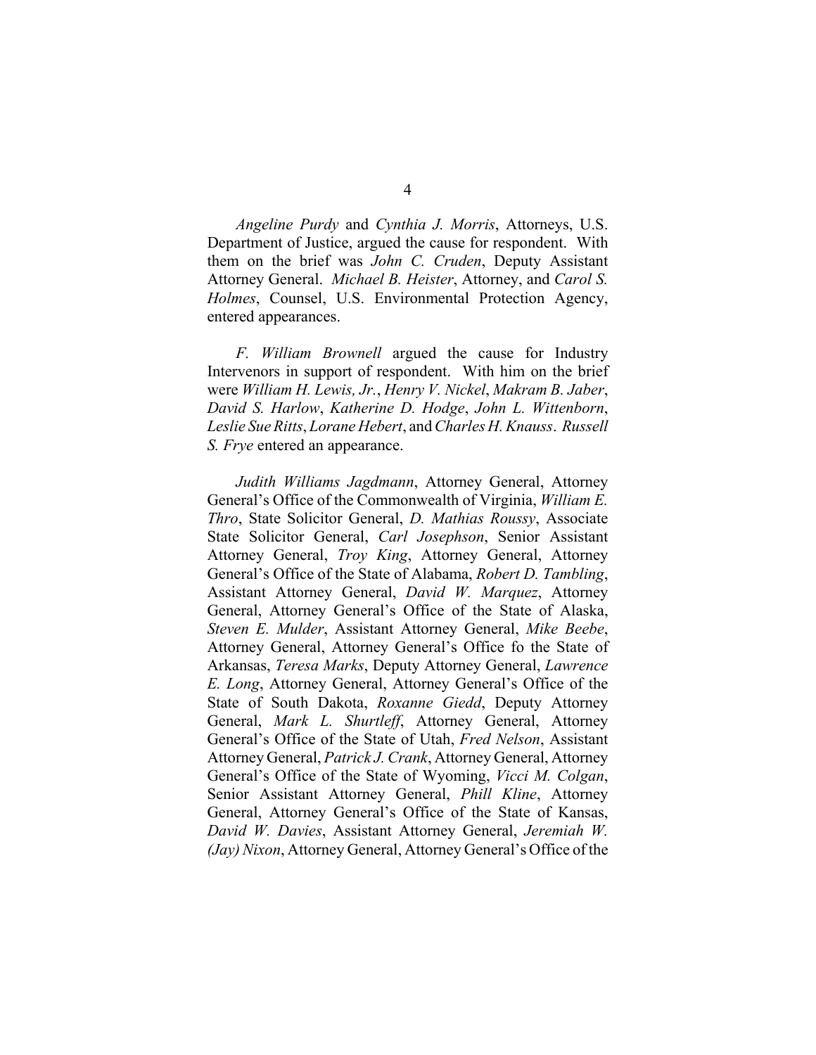*Angeline Purdy* and *Cynthia J. Morris*, Attorneys, U.S. Department of Justice, argued the cause for respondent. With them on the brief was *John C. Cruden*, Deputy Assistant Attorney General. *Michael B. Heister*, Attorney, and *Carol S. Holmes*, Counsel, U.S. Environmental Protection Agency, entered appearances.

*F. William Brownell* argued the cause for Industry Intervenors in support of respondent. With him on the brief were *William H. Lewis, Jr.*, *Henry V. Nickel*, *Makram B. Jaber*, *David S. Harlow*, *Katherine D. Hodge*, *John L. Wittenborn*, *Leslie Sue Ritts*, *Lorane Hebert*, and *Charles H. Knauss*. *Russell S. Frye* entered an appearance.

*Judith Williams Jagdmann*, Attorney General, Attorney General's Office of the Commonwealth of Virginia, *William E. Thro*, State Solicitor General, *D. Mathias Roussy*, Associate State Solicitor General, *Carl Josephson*, Senior Assistant Attorney General, *Troy King*, Attorney General, Attorney General's Office of the State of Alabama, *Robert D. Tambling*, Assistant Attorney General, *David W. Marquez*, Attorney General, Attorney General's Office of the State of Alaska, *Steven E. Mulder*, Assistant Attorney General, *Mike Beebe*, Attorney General, Attorney General's Office fo the State of Arkansas, *Teresa Marks*, Deputy Attorney General, *Lawrence E. Long*, Attorney General, Attorney General's Office of the State of South Dakota, *Roxanne Giedd*, Deputy Attorney General, *Mark L. Shurtleff*, Attorney General, Attorney General's Office of the State of Utah, *Fred Nelson*, Assistant Attorney General, *Patrick J. Crank*, Attorney General, Attorney General's Office of the State of Wyoming, *Vicci M. Colgan*, Senior Assistant Attorney General, *Phill Kline*, Attorney General, Attorney General's Office of the State of Kansas, *David W. Davies*, Assistant Attorney General, *Jeremiah W. (Jay) Nixon*, Attorney General, Attorney General's Office of the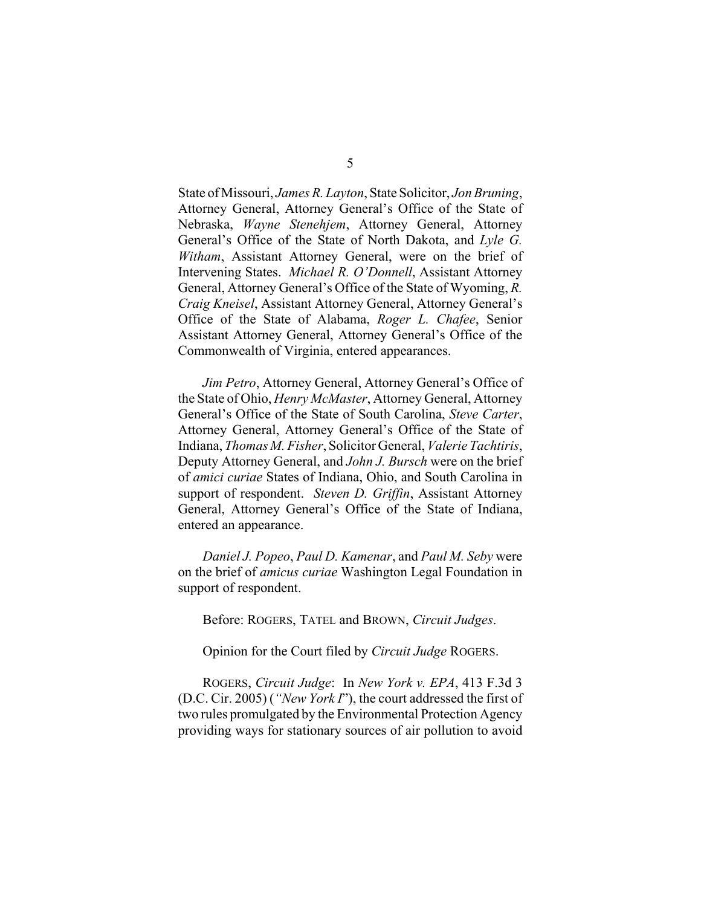State of Missouri, *James R. Layton*, State Solicitor, *Jon Bruning*, Attorney General, Attorney General's Office of the State of Nebraska, *Wayne Stenehjem*, Attorney General, Attorney General's Office of the State of North Dakota, and *Lyle G. Witham*, Assistant Attorney General, were on the brief of Intervening States. *Michael R. O'Donnell*, Assistant Attorney General, Attorney General's Office of the State of Wyoming, *R. Craig Kneisel*, Assistant Attorney General, Attorney General's Office of the State of Alabama, *Roger L. Chafee*, Senior Assistant Attorney General, Attorney General's Office of the Commonwealth of Virginia, entered appearances.

*Jim Petro*, Attorney General, Attorney General's Office of the State of Ohio, *Henry McMaster*, Attorney General, Attorney General's Office of the State of South Carolina, *Steve Carter*, Attorney General, Attorney General's Office of the State of Indiana, *Thomas M. Fisher*, Solicitor General, *Valerie Tachtiris*, Deputy Attorney General, and *John J. Bursch* were on the brief of *amici curiae* States of Indiana, Ohio, and South Carolina in support of respondent. *Steven D. Griffin*, Assistant Attorney General, Attorney General's Office of the State of Indiana, entered an appearance.

*Daniel J. Popeo*, *Paul D. Kamenar*, and *Paul M. Seby* were on the brief of *amicus curiae* Washington Legal Foundation in support of respondent.

Before: ROGERS, TATEL and BROWN, *Circuit Judges*.

Opinion for the Court filed by *Circuit Judge* ROGERS.

ROGERS, *Circuit Judge*: In *New York v. EPA*, 413 F.3d 3 (D.C. Cir. 2005) (*"New York I*"), the court addressed the first of two rules promulgated by the Environmental Protection Agency providing ways for stationary sources of air pollution to avoid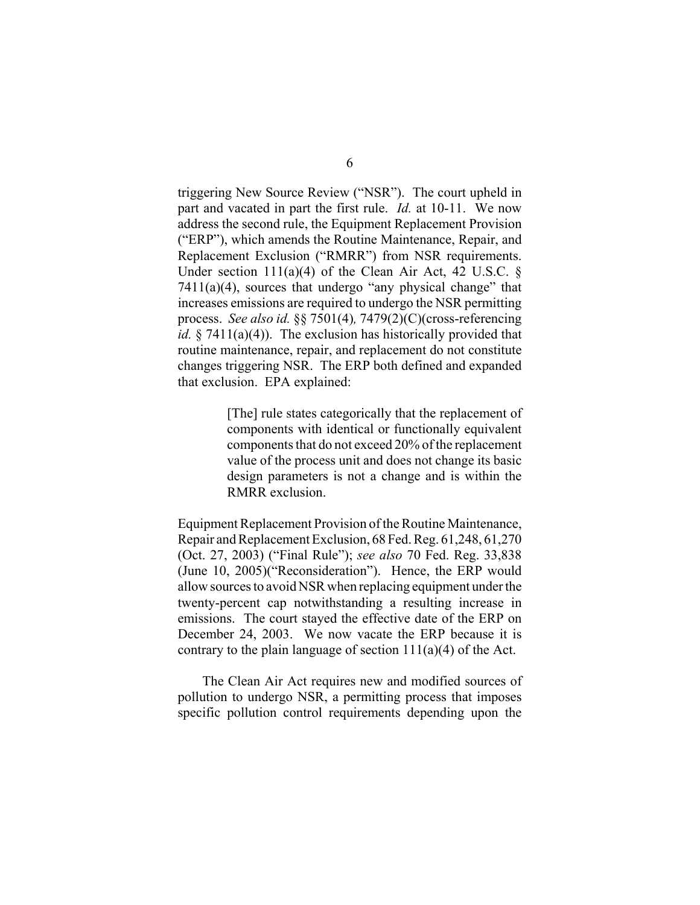triggering New Source Review ("NSR"). The court upheld in part and vacated in part the first rule. *Id.* at 10-11. We now address the second rule, the Equipment Replacement Provision ("ERP"), which amends the Routine Maintenance, Repair, and Replacement Exclusion ("RMRR") from NSR requirements. Under section 111(a)(4) of the Clean Air Act, 42 U.S.C. § 7411(a)(4), sources that undergo "any physical change" that increases emissions are required to undergo the NSR permitting process. *See also id.* §§ 7501(4)*,* 7479(2)(C)(cross-referencing *id.* § 7411(a)(4)). The exclusion has historically provided that routine maintenance, repair, and replacement do not constitute changes triggering NSR. The ERP both defined and expanded that exclusion. EPA explained:

> [The] rule states categorically that the replacement of components with identical or functionally equivalent components that do not exceed 20% of the replacement value of the process unit and does not change its basic design parameters is not a change and is within the RMRR exclusion.

Equipment Replacement Provision of the Routine Maintenance, Repair and Replacement Exclusion, 68 Fed. Reg. 61,248, 61,270 (Oct. 27, 2003) ("Final Rule"); *see also* 70 Fed. Reg. 33,838 (June 10, 2005)("Reconsideration"). Hence, the ERP would allow sources to avoid NSR when replacing equipment under the twenty-percent cap notwithstanding a resulting increase in emissions. The court stayed the effective date of the ERP on December 24, 2003. We now vacate the ERP because it is contrary to the plain language of section 111(a)(4) of the Act.

The Clean Air Act requires new and modified sources of pollution to undergo NSR, a permitting process that imposes specific pollution control requirements depending upon the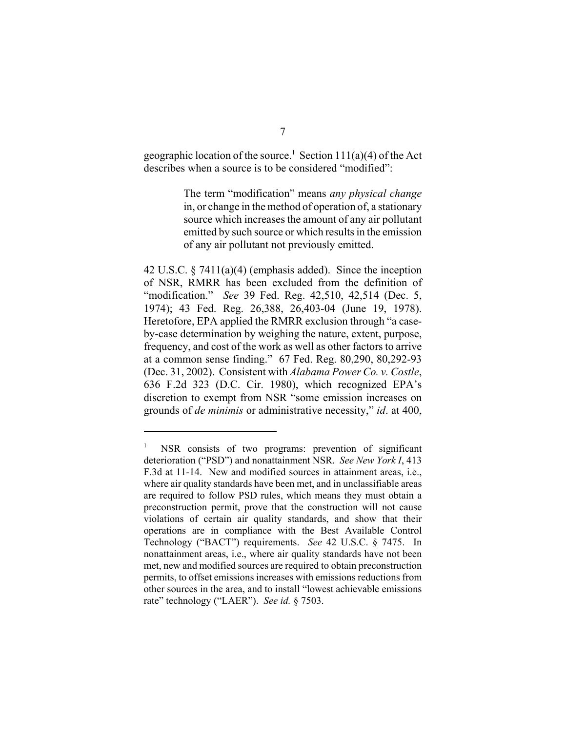geographic location of the source.[1] Section 111(a)(4) of the Act describes when a source is to be considered "modified":

> The term "modification" means *any physical change* in, or change in the method of operation of, a stationary source which increases the amount of any air pollutant emitted by such source or which results in the emission of any air pollutant not previously emitted.

42 U.S.C. § 7411(a)(4) (emphasis added). Since the inception of NSR, RMRR has been excluded from the definition of "modification." *See* 39 Fed. Reg. 42,510, 42,514 (Dec. 5, 1974); 43 Fed. Reg. 26,388, 26,403-04 (June 19, 1978). Heretofore, EPA applied the RMRR exclusion through "a case-by-case determination by weighing the nature, extent, purpose, frequency, and cost of the work as well as other factors to arrive at a common sense finding." 67 Fed. Reg. 80,290, 80,292-93 (Dec. 31, 2002). Consistent with *Alabama Power Co. v. Costle*, 636 F.2d 323 (D.C. Cir. 1980), which recognized EPA's discretion to exempt from NSR "some emission increases on grounds of *de minimis* or administrative necessity," *id*. at 400,

---

[1] NSR consists of two programs: prevention of significant deterioration ("PSD") and nonattainment NSR. *See New York I*, 413 F.3d at 11-14. New and modified sources in attainment areas, i.e., where air quality standards have been met, and in unclassifiable areas are required to follow PSD rules, which means they must obtain a preconstruction permit, prove that the construction will not cause violations of certain air quality standards, and show that their operations are in compliance with the Best Available Control Technology ("BACT") requirements. *See* 42 U.S.C. § 7475. In nonattainment areas, i.e., where air quality standards have not been met, new and modified sources are required to obtain preconstruction permits, to offset emissions increases with emissions reductions from other sources in the area, and to install "lowest achievable emissions rate" technology ("LAER"). *See id.* § 7503.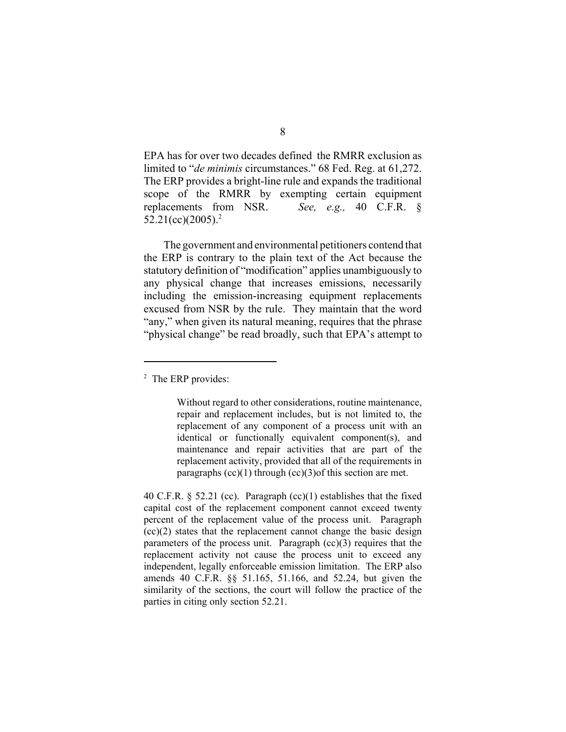EPA has for over two decades defined the RMRR exclusion as limited to "*de minimis* circumstances." 68 Fed. Reg. at 61,272. The ERP provides a bright-line rule and expands the traditional scope of the RMRR by exempting certain equipment replacements from NSR. *See, e.g.,* 40 C.F.R. § 52.21(cc)(2005).[2]

The government and environmental petitioners contend that the ERP is contrary to the plain text of the Act because the statutory definition of "modification" applies unambiguously to any physical change that increases emissions, necessarily including the emission-increasing equipment replacements excused from NSR by the rule. They maintain that the word "any," when given its natural meaning, requires that the phrase "physical change" be read broadly, such that EPA's attempt to

---

[2] The ERP provides:

> Without regard to other considerations, routine maintenance, repair and replacement includes, but is not limited to, the replacement of any component of a process unit with an identical or functionally equivalent component(s), and maintenance and repair activities that are part of the replacement activity, provided that all of the requirements in paragraphs (cc)(1) through (cc)(3)of this section are met.

40 C.F.R. § 52.21 (cc). Paragraph (cc)(1) establishes that the fixed capital cost of the replacement component cannot exceed twenty percent of the replacement value of the process unit. Paragraph (cc)(2) states that the replacement cannot change the basic design parameters of the process unit. Paragraph (cc)(3) requires that the replacement activity not cause the process unit to exceed any independent, legally enforceable emission limitation. The ERP also amends 40 C.F.R. §§ 51.165, 51.166, and 52.24, but given the similarity of the sections, the court will follow the practice of the parties in citing only section 52.21.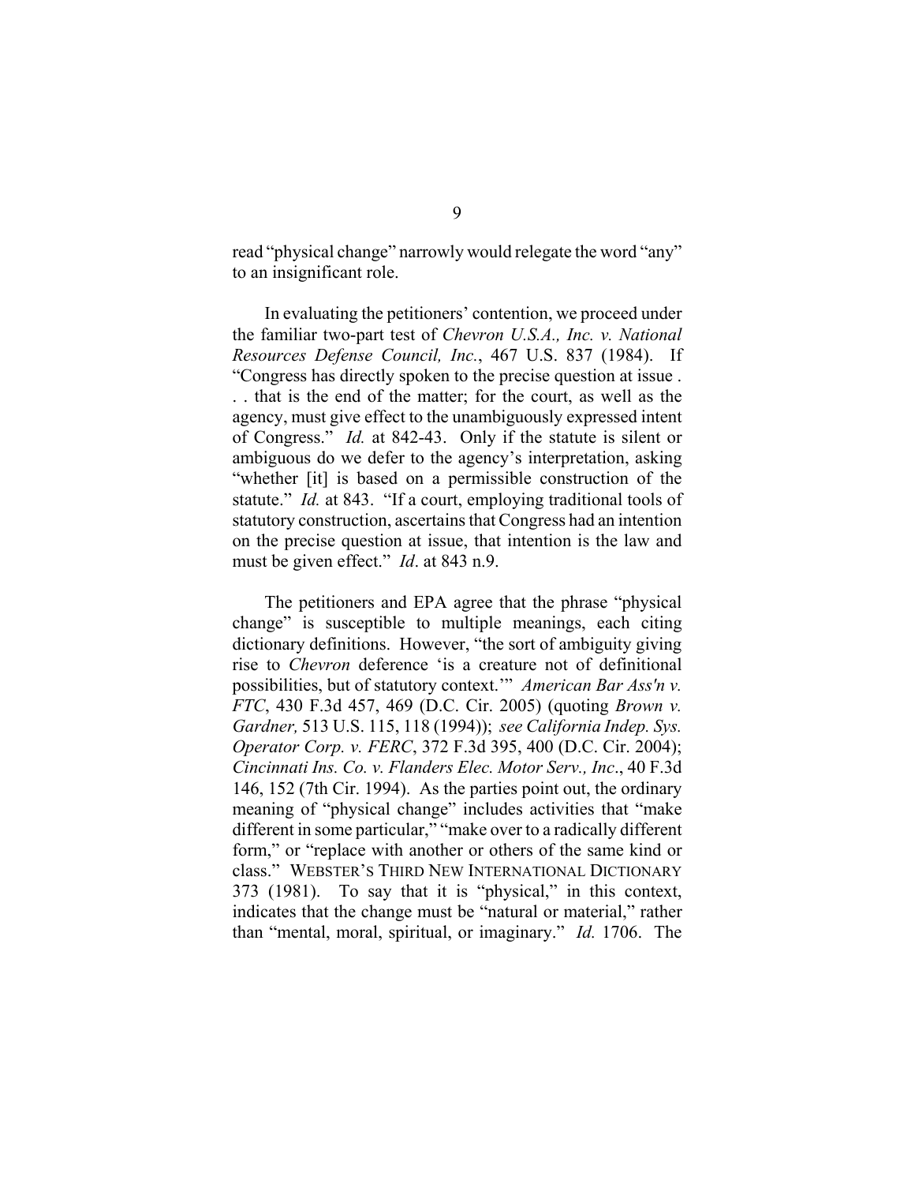read "physical change" narrowly would relegate the word "any" to an insignificant role.

In evaluating the petitioners' contention, we proceed under the familiar two-part test of *Chevron U.S.A., Inc. v. National Resources Defense Council, Inc.*, 467 U.S. 837 (1984). If "Congress has directly spoken to the precise question at issue . . . that is the end of the matter; for the court, as well as the agency, must give effect to the unambiguously expressed intent of Congress." *Id.* at 842-43. Only if the statute is silent or ambiguous do we defer to the agency's interpretation, asking "whether [it] is based on a permissible construction of the statute." *Id.* at 843. "If a court, employing traditional tools of statutory construction, ascertains that Congress had an intention on the precise question at issue, that intention is the law and must be given effect." *Id*. at 843 n.9.

The petitioners and EPA agree that the phrase "physical change" is susceptible to multiple meanings, each citing dictionary definitions. However, "the sort of ambiguity giving rise to *Chevron* deference 'is a creature not of definitional possibilities, but of statutory context.'" *American Bar Ass'n v. FTC*, 430 F.3d 457, 469 (D.C. Cir. 2005) (quoting *Brown v. Gardner,* 513 U.S. 115, 118 (1994)); *see California Indep. Sys. Operator Corp. v. FERC*, 372 F.3d 395, 400 (D.C. Cir. 2004); *Cincinnati Ins. Co. v. Flanders Elec. Motor Serv., Inc*., 40 F.3d 146, 152 (7th Cir. 1994). As the parties point out, the ordinary meaning of "physical change" includes activities that "make different in some particular," "make over to a radically different form," or "replace with another or others of the same kind or class." WEBSTER'S THIRD NEW INTERNATIONAL DICTIONARY 373 (1981). To say that it is "physical," in this context, indicates that the change must be "natural or material," rather than "mental, moral, spiritual, or imaginary." *Id.* 1706. The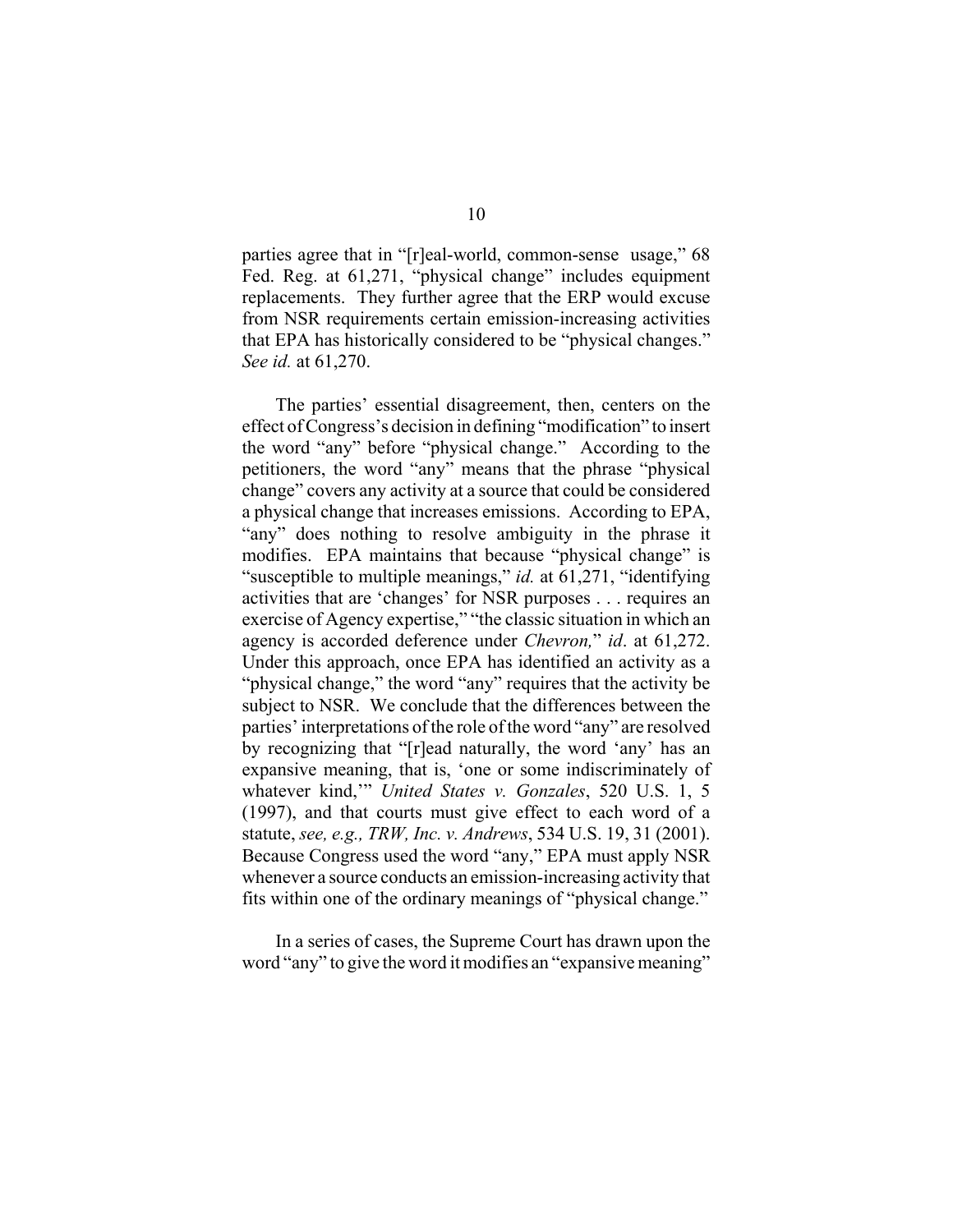parties agree that in "[r]eal-world, common-sense usage," 68 Fed. Reg. at 61,271, "physical change" includes equipment replacements. They further agree that the ERP would excuse from NSR requirements certain emission-increasing activities that EPA has historically considered to be "physical changes." *See id.* at 61,270.

The parties' essential disagreement, then, centers on the effect of Congress's decision in defining "modification" to insert the word "any" before "physical change." According to the petitioners, the word "any" means that the phrase "physical change" covers any activity at a source that could be considered a physical change that increases emissions. According to EPA, "any" does nothing to resolve ambiguity in the phrase it modifies. EPA maintains that because "physical change" is "susceptible to multiple meanings," *id.* at 61,271, "identifying activities that are 'changes' for NSR purposes . . . requires an exercise of Agency expertise," "the classic situation in which an agency is accorded deference under *Chevron,*" *id*. at 61,272. Under this approach, once EPA has identified an activity as a "physical change," the word "any" requires that the activity be subject to NSR. We conclude that the differences between the parties' interpretations of the role of the word "any" are resolved by recognizing that "[r]ead naturally, the word 'any' has an expansive meaning, that is, 'one or some indiscriminately of whatever kind,'" *United States v. Gonzales*, 520 U.S. 1, 5 (1997), and that courts must give effect to each word of a statute, *see, e.g., TRW, Inc. v. Andrews*, 534 U.S. 19, 31 (2001). Because Congress used the word "any," EPA must apply NSR whenever a source conducts an emission-increasing activity that fits within one of the ordinary meanings of "physical change."

In a series of cases, the Supreme Court has drawn upon the word "any" to give the word it modifies an "expansive meaning"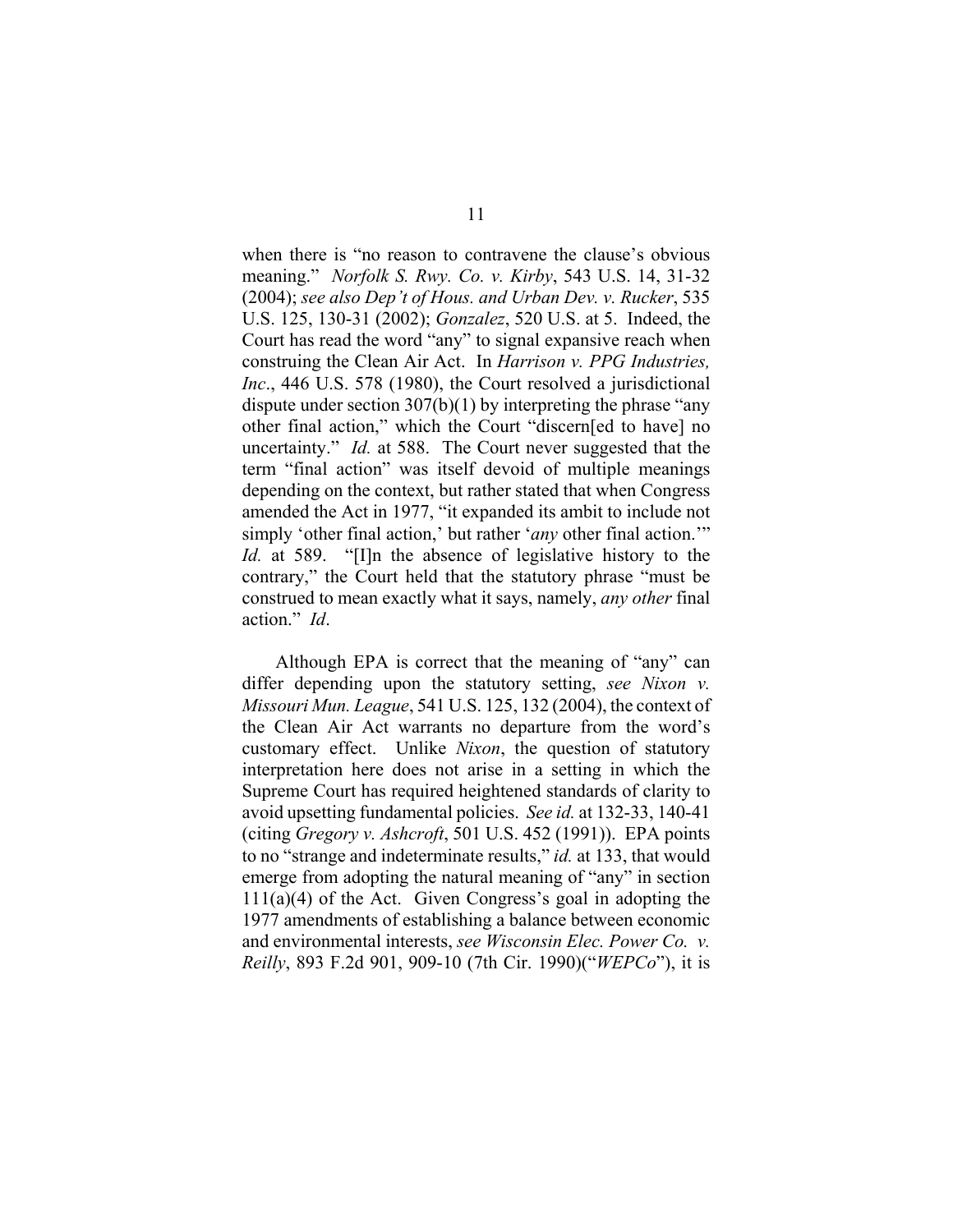when there is "no reason to contravene the clause's obvious meaning." *Norfolk S. Rwy. Co. v. Kirby*, 543 U.S. 14, 31-32 (2004); *see also Dep't of Hous. and Urban Dev. v. Rucker*, 535 U.S. 125, 130-31 (2002); *Gonzalez*, 520 U.S. at 5. Indeed, the Court has read the word "any" to signal expansive reach when construing the Clean Air Act. In *Harrison v. PPG Industries, Inc*., 446 U.S. 578 (1980), the Court resolved a jurisdictional dispute under section 307(b)(1) by interpreting the phrase "any other final action," which the Court "discern[ed to have] no uncertainty." *Id.* at 588. The Court never suggested that the term "final action" was itself devoid of multiple meanings depending on the context, but rather stated that when Congress amended the Act in 1977, "it expanded its ambit to include not simply 'other final action,' but rather '*any* other final action.'" *Id.* at 589. "[I]n the absence of legislative history to the contrary," the Court held that the statutory phrase "must be construed to mean exactly what it says, namely, *any other* final action." *Id*.

Although EPA is correct that the meaning of "any" can differ depending upon the statutory setting, *see Nixon v. Missouri Mun. League*, 541 U.S. 125, 132 (2004), the context of the Clean Air Act warrants no departure from the word's customary effect. Unlike *Nixon*, the question of statutory interpretation here does not arise in a setting in which the Supreme Court has required heightened standards of clarity to avoid upsetting fundamental policies. *See id.* at 132-33, 140-41 (citing *Gregory v. Ashcroft*, 501 U.S. 452 (1991)). EPA points to no "strange and indeterminate results," *id.* at 133, that would emerge from adopting the natural meaning of "any" in section 111(a)(4) of the Act. Given Congress's goal in adopting the 1977 amendments of establishing a balance between economic and environmental interests, *see Wisconsin Elec. Power Co. v. Reilly*, 893 F.2d 901, 909-10 (7th Cir. 1990)("*WEPCo*"), it is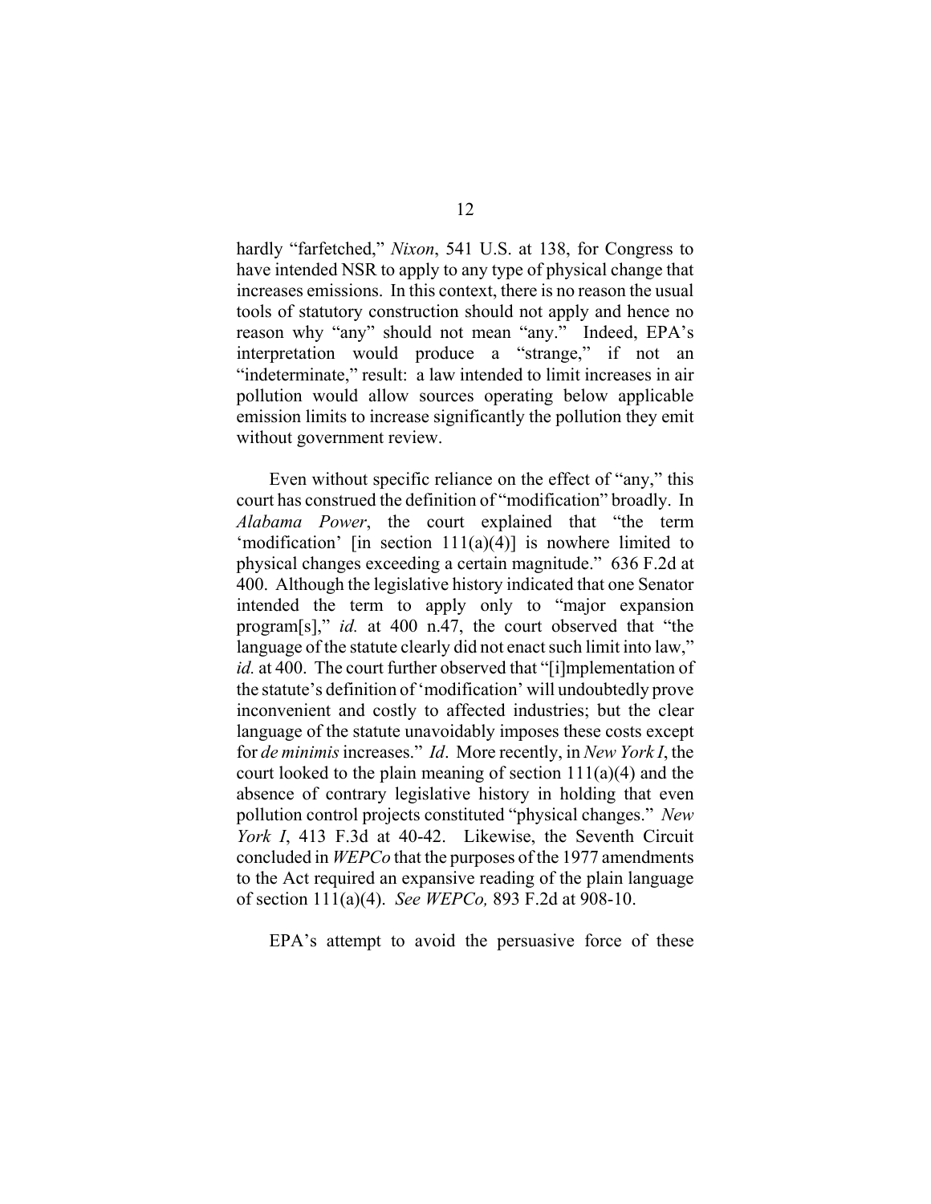hardly "farfetched," *Nixon*, 541 U.S. at 138, for Congress to have intended NSR to apply to any type of physical change that increases emissions. In this context, there is no reason the usual tools of statutory construction should not apply and hence no reason why "any" should not mean "any." Indeed, EPA's interpretation would produce a "strange," if not an "indeterminate," result: a law intended to limit increases in air pollution would allow sources operating below applicable emission limits to increase significantly the pollution they emit without government review.

Even without specific reliance on the effect of "any," this court has construed the definition of "modification" broadly. In *Alabama Power*, the court explained that "the term 'modification' [in section 111(a)(4)] is nowhere limited to physical changes exceeding a certain magnitude." 636 F.2d at 400. Although the legislative history indicated that one Senator intended the term to apply only to "major expansion program[s]," *id.* at 400 n.47, the court observed that "the language of the statute clearly did not enact such limit into law," *id.* at 400. The court further observed that "[i]mplementation of the statute's definition of 'modification' will undoubtedly prove inconvenient and costly to affected industries; but the clear language of the statute unavoidably imposes these costs except for *de minimis* increases." *Id*. More recently, in *New York I*, the court looked to the plain meaning of section 111(a)(4) and the absence of contrary legislative history in holding that even pollution control projects constituted "physical changes." *New York I*, 413 F.3d at 40-42. Likewise, the Seventh Circuit concluded in *WEPCo* that the purposes of the 1977 amendments to the Act required an expansive reading of the plain language of section 111(a)(4). *See WEPCo,* 893 F.2d at 908-10.

EPA's attempt to avoid the persuasive force of these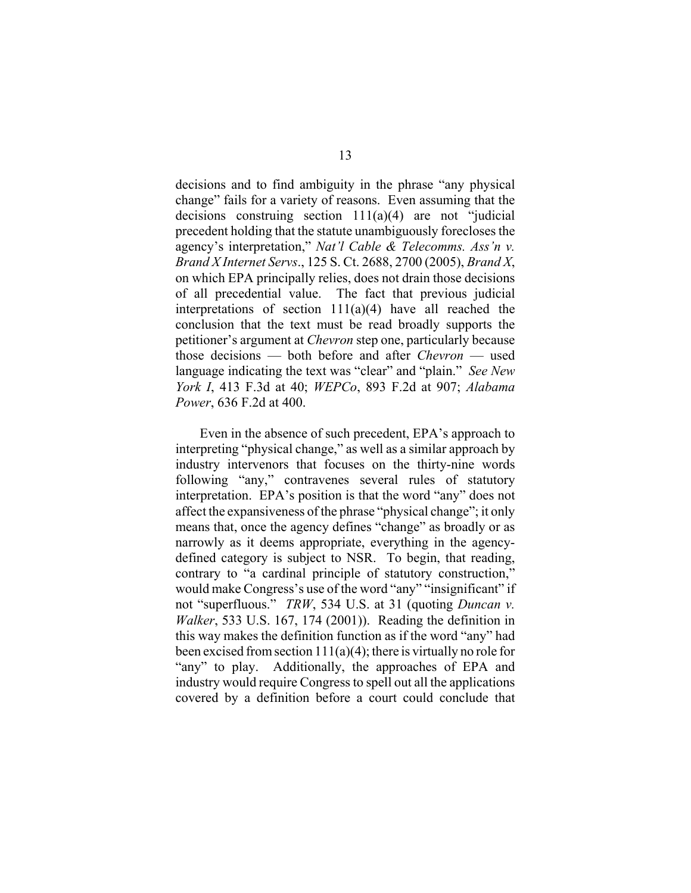decisions and to find ambiguity in the phrase "any physical change" fails for a variety of reasons. Even assuming that the decisions construing section 111(a)(4) are not "judicial precedent holding that the statute unambiguously forecloses the agency's interpretation," *Nat'l Cable & Telecomms. Ass'n v. Brand X Internet Servs*., 125 S. Ct. 2688, 2700 (2005), *Brand X*, on which EPA principally relies, does not drain those decisions of all precedential value. The fact that previous judicial interpretations of section 111(a)(4) have all reached the conclusion that the text must be read broadly supports the petitioner's argument at *Chevron* step one, particularly because those decisions — both before and after *Chevron* — used language indicating the text was "clear" and "plain." *See New York I*, 413 F.3d at 40; *WEPCo*, 893 F.2d at 907; *Alabama Power*, 636 F.2d at 400.

Even in the absence of such precedent, EPA's approach to interpreting "physical change," as well as a similar approach by industry intervenors that focuses on the thirty-nine words following "any," contravenes several rules of statutory interpretation. EPA's position is that the word "any" does not affect the expansiveness of the phrase "physical change"; it only means that, once the agency defines "change" as broadly or as narrowly as it deems appropriate, everything in the agency-defined category is subject to NSR. To begin, that reading, contrary to "a cardinal principle of statutory construction," would make Congress's use of the word "any" "insignificant" if not "superfluous." *TRW*, 534 U.S. at 31 (quoting *Duncan v. Walker*, 533 U.S. 167, 174 (2001)). Reading the definition in this way makes the definition function as if the word "any" had been excised from section 111(a)(4); there is virtually no role for "any" to play. Additionally, the approaches of EPA and industry would require Congress to spell out all the applications covered by a definition before a court could conclude that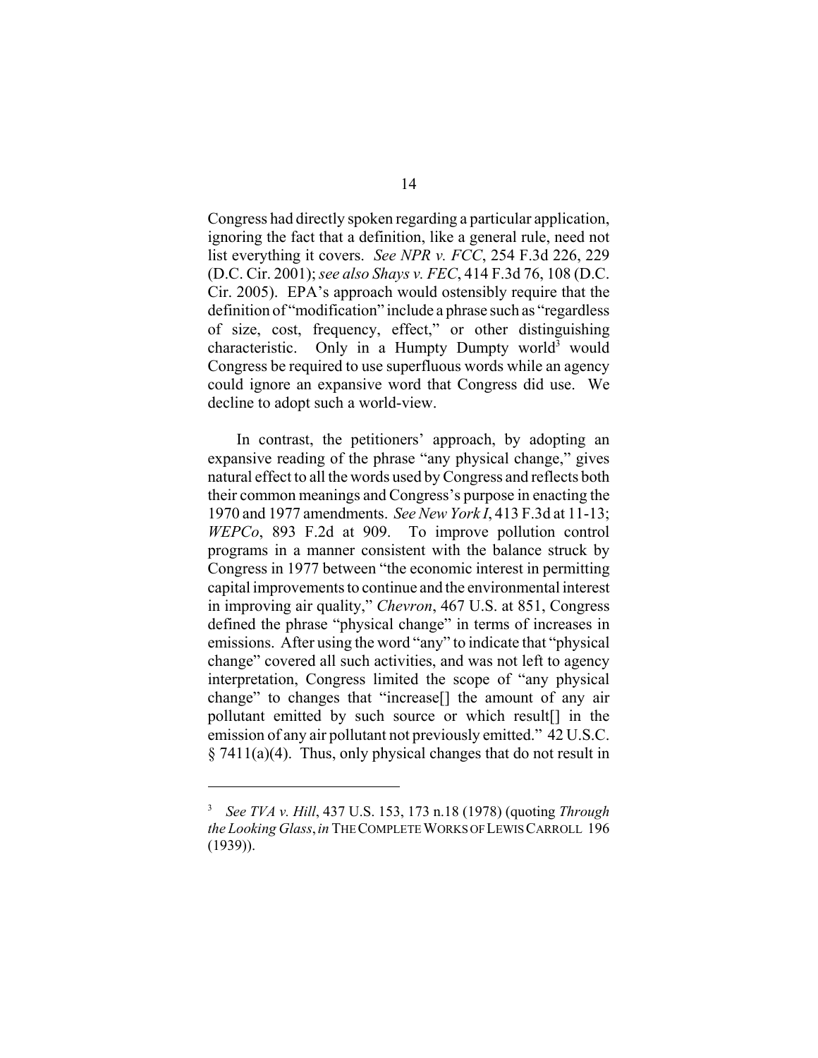Congress had directly spoken regarding a particular application, ignoring the fact that a definition, like a general rule, need not list everything it covers. *See NPR v. FCC*, 254 F.3d 226, 229 (D.C. Cir. 2001); *see also Shays v. FEC*, 414 F.3d 76, 108 (D.C. Cir. 2005). EPA's approach would ostensibly require that the definition of "modification" include a phrase such as "regardless of size, cost, frequency, effect," or other distinguishing characteristic. Only in a Humpty Dumpty world[3] would Congress be required to use superfluous words while an agency could ignore an expansive word that Congress did use. We decline to adopt such a world-view.

In contrast, the petitioners' approach, by adopting an expansive reading of the phrase "any physical change," gives natural effect to all the words used by Congress and reflects both their common meanings and Congress's purpose in enacting the 1970 and 1977 amendments. *See New York I*, 413 F.3d at 11-13; *WEPCo*, 893 F.2d at 909. To improve pollution control programs in a manner consistent with the balance struck by Congress in 1977 between "the economic interest in permitting capital improvements to continue and the environmental interest in improving air quality," *Chevron*, 467 U.S. at 851, Congress defined the phrase "physical change" in terms of increases in emissions. After using the word "any" to indicate that "physical change" covered all such activities, and was not left to agency interpretation, Congress limited the scope of "any physical change" to changes that "increase[] the amount of any air pollutant emitted by such source or which result[] in the emission of any air pollutant not previously emitted." 42 U.S.C. § 7411(a)(4). Thus, only physical changes that do not result in

---

[3] *See TVA v. Hill*, 437 U.S. 153, 173 n.18 (1978) (quoting *Through the Looking Glass*, *in* THE COMPLETE WORKS OF LEWIS CARROLL 196 (1939)).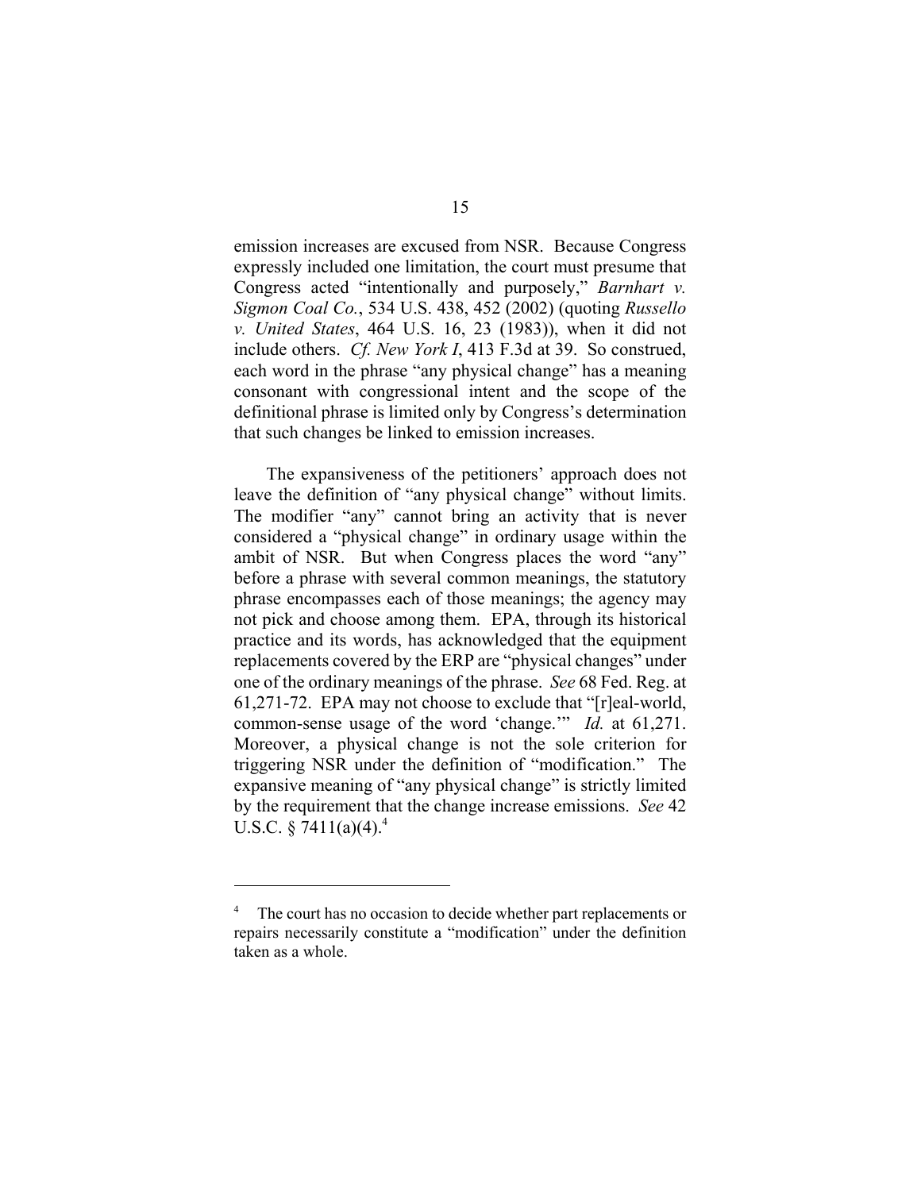emission increases are excused from NSR. Because Congress expressly included one limitation, the court must presume that Congress acted "intentionally and purposely," *Barnhart v. Sigmon Coal Co.*, 534 U.S. 438, 452 (2002) (quoting *Russello v. United States*, 464 U.S. 16, 23 (1983)), when it did not include others. *Cf. New York I*, 413 F.3d at 39. So construed, each word in the phrase "any physical change" has a meaning consonant with congressional intent and the scope of the definitional phrase is limited only by Congress's determination that such changes be linked to emission increases.

The expansiveness of the petitioners' approach does not leave the definition of "any physical change" without limits. The modifier "any" cannot bring an activity that is never considered a "physical change" in ordinary usage within the ambit of NSR. But when Congress places the word "any" before a phrase with several common meanings, the statutory phrase encompasses each of those meanings; the agency may not pick and choose among them. EPA, through its historical practice and its words, has acknowledged that the equipment replacements covered by the ERP are "physical changes" under one of the ordinary meanings of the phrase. *See* 68 Fed. Reg. at 61,271-72. EPA may not choose to exclude that "[r]eal-world, common-sense usage of the word 'change.'" *Id.* at 61,271. Moreover, a physical change is not the sole criterion for triggering NSR under the definition of "modification." The expansive meaning of "any physical change" is strictly limited by the requirement that the change increase emissions. *See* 42 U.S.C. § 7411(a)(4).[4]

---

[4] The court has no occasion to decide whether part replacements or repairs necessarily constitute a "modification" under the definition taken as a whole.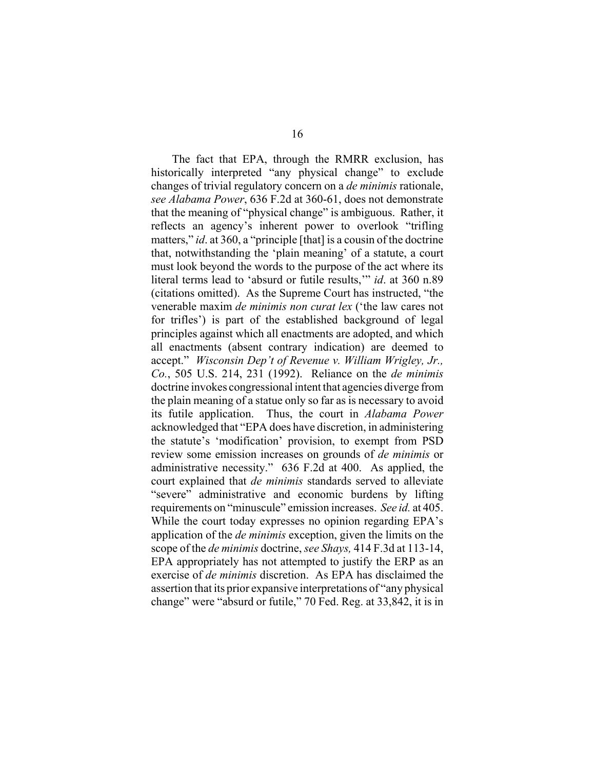The fact that EPA, through the RMRR exclusion, has historically interpreted "any physical change" to exclude changes of trivial regulatory concern on a *de minimis* rationale, *see Alabama Power*, 636 F.2d at 360-61, does not demonstrate that the meaning of "physical change" is ambiguous. Rather, it reflects an agency's inherent power to overlook "trifling matters," *id*. at 360, a "principle [that] is a cousin of the doctrine that, notwithstanding the 'plain meaning' of a statute, a court must look beyond the words to the purpose of the act where its literal terms lead to 'absurd or futile results,'" *id*. at 360 n.89 (citations omitted). As the Supreme Court has instructed, "the venerable maxim *de minimis non curat lex* ('the law cares not for trifles') is part of the established background of legal principles against which all enactments are adopted, and which all enactments (absent contrary indication) are deemed to accept." *Wisconsin Dep't of Revenue v. William Wrigley, Jr., Co.*, 505 U.S. 214, 231 (1992). Reliance on the *de minimis* doctrine invokes congressional intent that agencies diverge from the plain meaning of a statue only so far as is necessary to avoid its futile application. Thus, the court in *Alabama Power* acknowledged that "EPA does have discretion, in administering the statute's 'modification' provision, to exempt from PSD review some emission increases on grounds of *de minimis* or administrative necessity." 636 F.2d at 400. As applied, the court explained that *de minimis* standards served to alleviate "severe" administrative and economic burdens by lifting requirements on "minuscule" emission increases. *See id.* at 405. While the court today expresses no opinion regarding EPA's application of the *de minimis* exception, given the limits on the scope of the *de minimis* doctrine, *see Shays,* 414 F.3d at 113-14, EPA appropriately has not attempted to justify the ERP as an exercise of *de minimis* discretion. As EPA has disclaimed the assertion that its prior expansive interpretations of "any physical change" were "absurd or futile," 70 Fed. Reg. at 33,842, it is in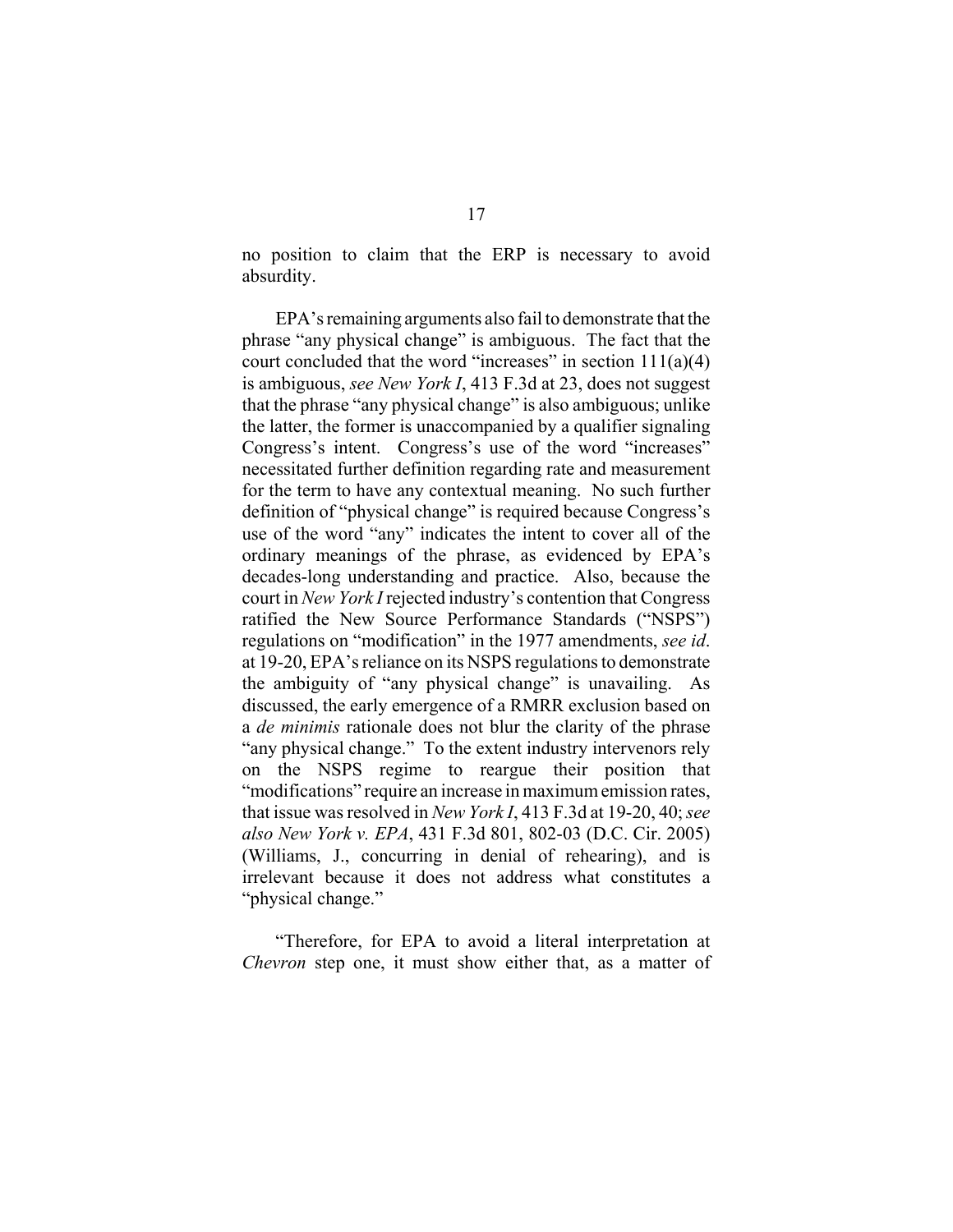no position to claim that the ERP is necessary to avoid absurdity.

EPA's remaining arguments also fail to demonstrate that the phrase "any physical change" is ambiguous. The fact that the court concluded that the word "increases" in section 111(a)(4) is ambiguous, *see New York I*, 413 F.3d at 23, does not suggest that the phrase "any physical change" is also ambiguous; unlike the latter, the former is unaccompanied by a qualifier signaling Congress's intent. Congress's use of the word "increases" necessitated further definition regarding rate and measurement for the term to have any contextual meaning. No such further definition of "physical change" is required because Congress's use of the word "any" indicates the intent to cover all of the ordinary meanings of the phrase, as evidenced by EPA's decades-long understanding and practice. Also, because the court in *New York I* rejected industry's contention that Congress ratified the New Source Performance Standards ("NSPS") regulations on "modification" in the 1977 amendments, *see id*. at 19-20, EPA's reliance on its NSPS regulations to demonstrate the ambiguity of "any physical change" is unavailing. As discussed, the early emergence of a RMRR exclusion based on a *de minimis* rationale does not blur the clarity of the phrase "any physical change." To the extent industry intervenors rely on the NSPS regime to reargue their position that "modifications" require an increase in maximum emission rates, that issue was resolved in *New York I*, 413 F.3d at 19-20, 40; *see also New York v. EPA*, 431 F.3d 801, 802-03 (D.C. Cir. 2005) (Williams, J., concurring in denial of rehearing), and is irrelevant because it does not address what constitutes a "physical change."

"Therefore, for EPA to avoid a literal interpretation at *Chevron* step one, it must show either that, as a matter of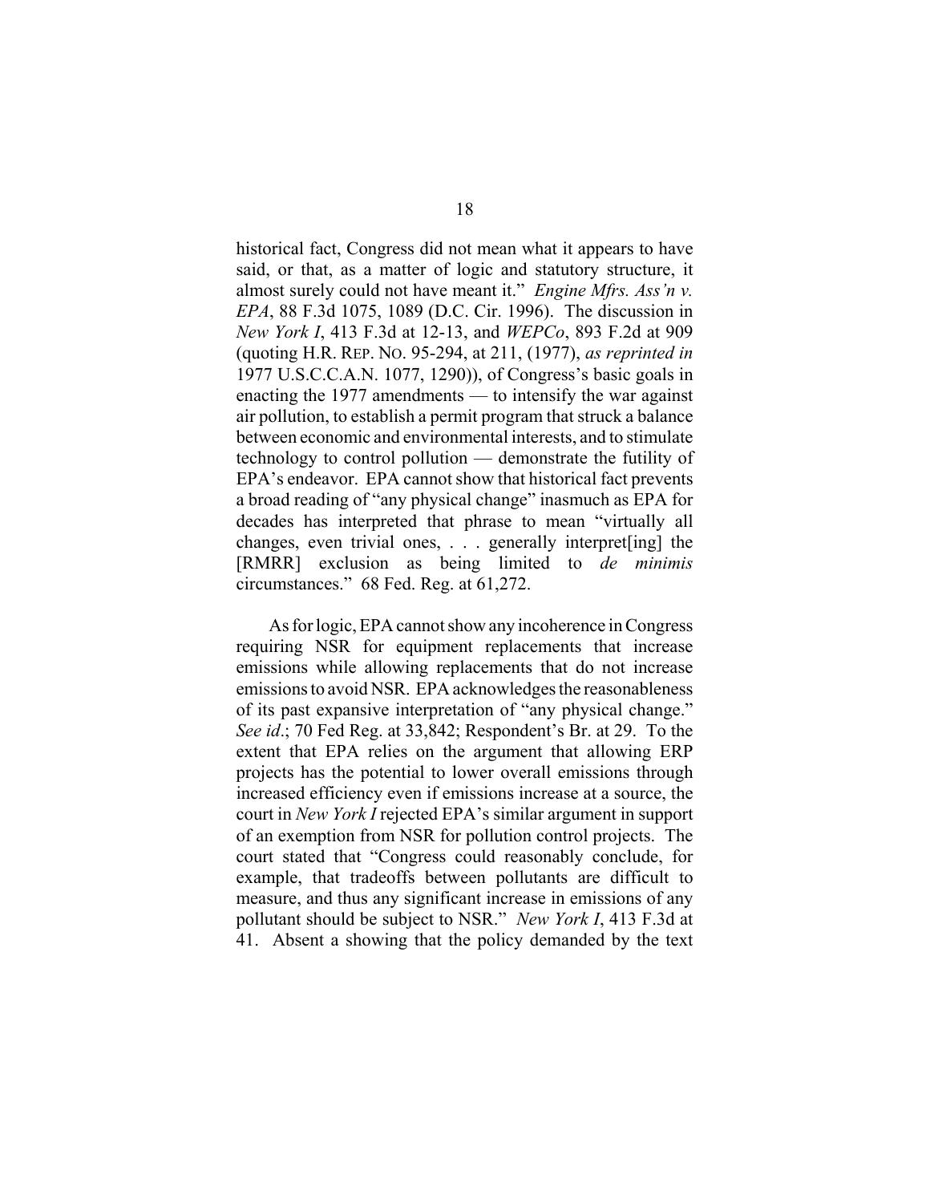historical fact, Congress did not mean what it appears to have said, or that, as a matter of logic and statutory structure, it almost surely could not have meant it." *Engine Mfrs. Ass'n v. EPA*, 88 F.3d 1075, 1089 (D.C. Cir. 1996). The discussion in *New York I*, 413 F.3d at 12-13, and *WEPCo*, 893 F.2d at 909 (quoting H.R. REP. NO. 95-294, at 211, (1977), *as reprinted in* 1977 U.S.C.C.A.N. 1077, 1290)), of Congress's basic goals in enacting the 1977 amendments — to intensify the war against air pollution, to establish a permit program that struck a balance between economic and environmental interests, and to stimulate technology to control pollution — demonstrate the futility of EPA's endeavor. EPA cannot show that historical fact prevents a broad reading of "any physical change" inasmuch as EPA for decades has interpreted that phrase to mean "virtually all changes, even trivial ones, . . . generally interpret[ing] the [RMRR] exclusion as being limited to *de minimis* circumstances." 68 Fed. Reg. at 61,272.

As for logic, EPA cannot show any incoherence in Congress requiring NSR for equipment replacements that increase emissions while allowing replacements that do not increase emissions to avoid NSR. EPA acknowledges the reasonableness of its past expansive interpretation of "any physical change." *See id*.; 70 Fed Reg. at 33,842; Respondent's Br. at 29. To the extent that EPA relies on the argument that allowing ERP projects has the potential to lower overall emissions through increased efficiency even if emissions increase at a source, the court in *New York I* rejected EPA's similar argument in support of an exemption from NSR for pollution control projects. The court stated that "Congress could reasonably conclude, for example, that tradeoffs between pollutants are difficult to measure, and thus any significant increase in emissions of any pollutant should be subject to NSR." *New York I*, 413 F.3d at 41. Absent a showing that the policy demanded by the text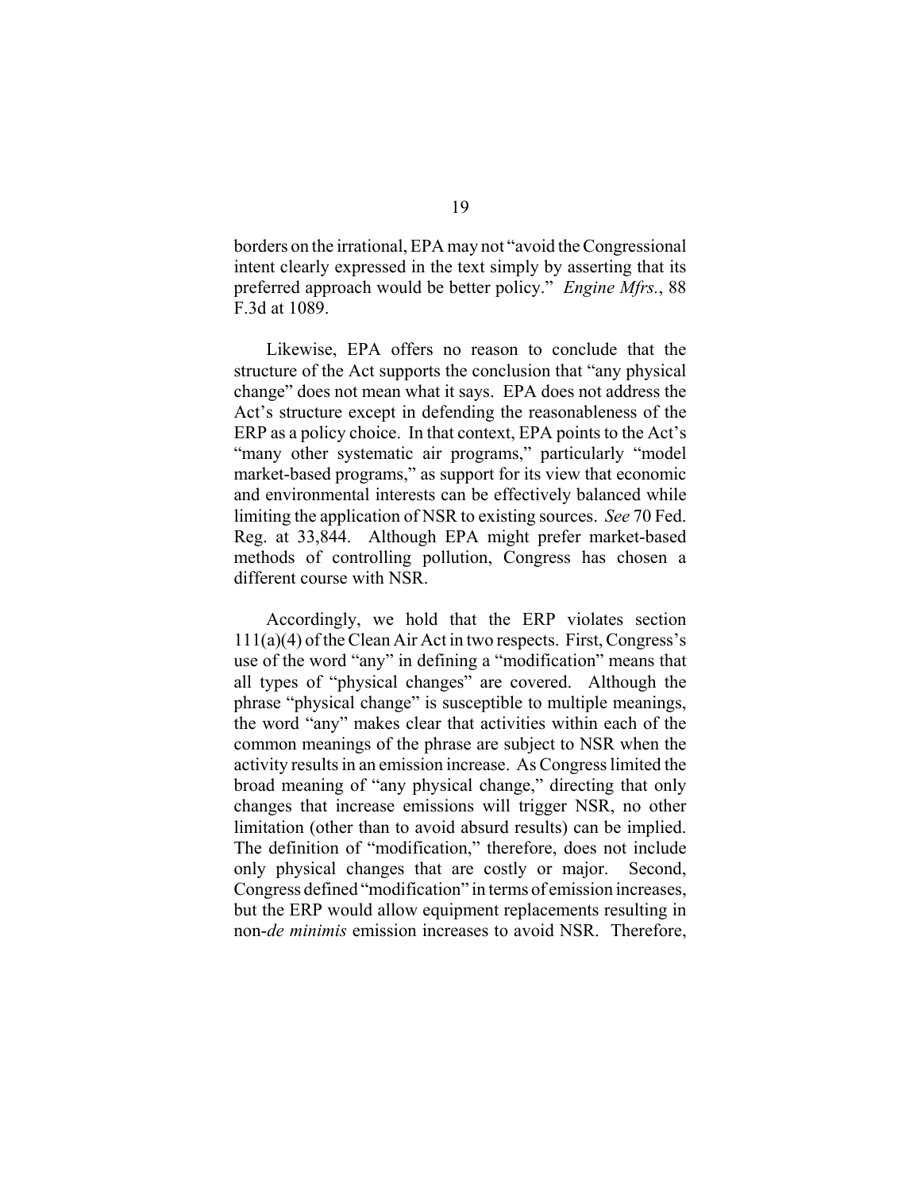borders on the irrational, EPA may not "avoid the Congressional intent clearly expressed in the text simply by asserting that its preferred approach would be better policy." *Engine Mfrs.*, 88 F.3d at 1089.

Likewise, EPA offers no reason to conclude that the structure of the Act supports the conclusion that "any physical change" does not mean what it says. EPA does not address the Act's structure except in defending the reasonableness of the ERP as a policy choice. In that context, EPA points to the Act's "many other systematic air programs," particularly "model market-based programs," as support for its view that economic and environmental interests can be effectively balanced while limiting the application of NSR to existing sources. *See* 70 Fed. Reg. at 33,844. Although EPA might prefer market-based methods of controlling pollution, Congress has chosen a different course with NSR.

Accordingly, we hold that the ERP violates section 111(a)(4) of the Clean Air Act in two respects. First, Congress's use of the word "any" in defining a "modification" means that all types of "physical changes" are covered. Although the phrase "physical change" is susceptible to multiple meanings, the word "any" makes clear that activities within each of the common meanings of the phrase are subject to NSR when the activity results in an emission increase. As Congress limited the broad meaning of "any physical change," directing that only changes that increase emissions will trigger NSR, no other limitation (other than to avoid absurd results) can be implied. The definition of "modification," therefore, does not include only physical changes that are costly or major. Second, Congress defined "modification" in terms of emission increases, but the ERP would allow equipment replacements resulting in non-*de minimis* emission increases to avoid NSR. Therefore,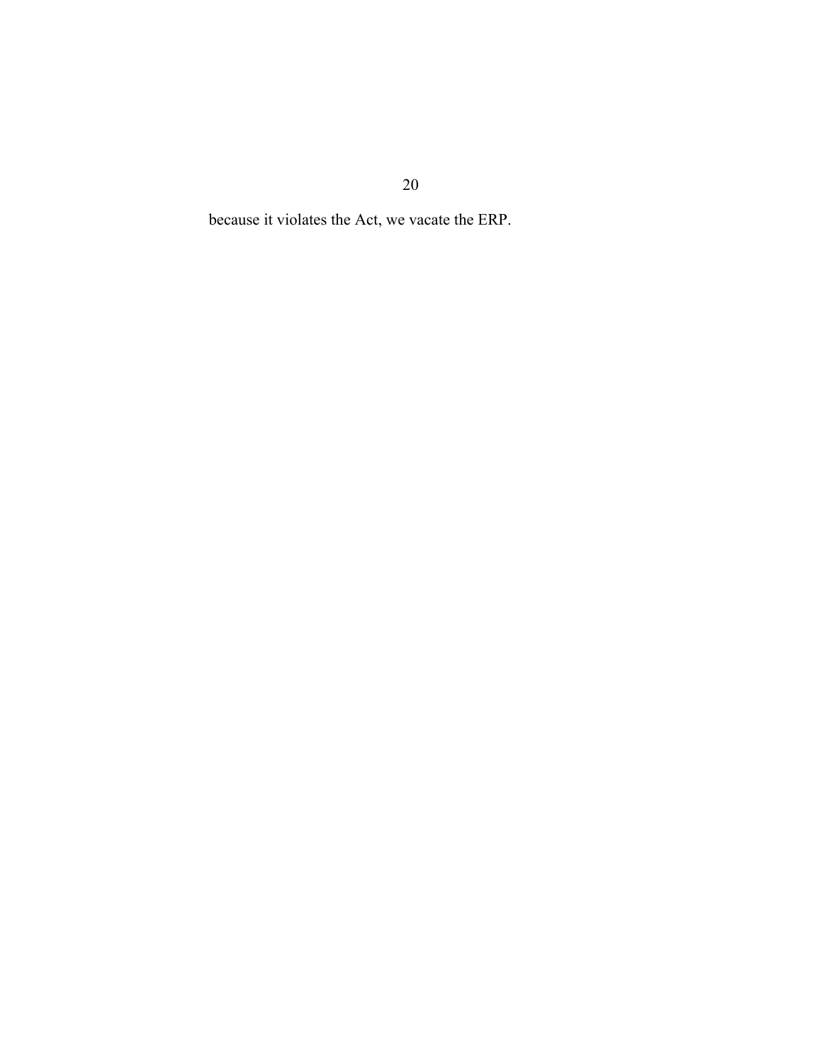because it violates the Act, we vacate the ERP.